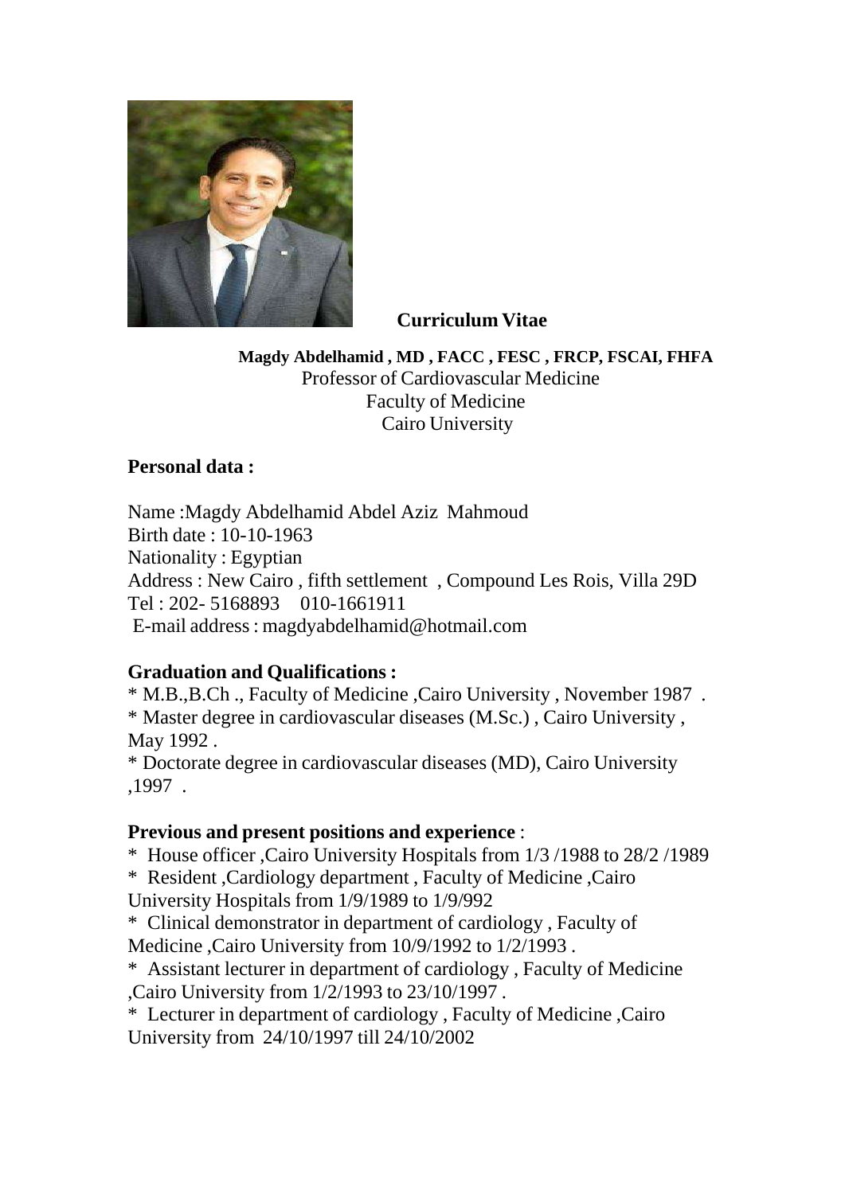# Curriculum Vitae

**Magdy Abdelhamid , MD , FACC , FESC , FRCP, FSCAI, FHFA**
Professor of Cardiovascular Medicine
Faculty of Medicine
Cairo University

## Personal data :

Name :Magdy Abdelhamid Abdel Aziz Mahmoud
Birth date : 10-10-1963
Nationality : Egyptian
Address : New Cairo , fifth settlement , Compound Les Rois, Villa 29D
Tel : 202- 5168893 010-1661911
E-mail address : magdyabdelhamid@hotmail.com

## Graduation and Qualifications :

* M.B.,B.Ch ., Faculty of Medicine ,Cairo University , November 1987 .
* Master degree in cardiovascular diseases (M.Sc.) , Cairo University , May 1992 .
* Doctorate degree in cardiovascular diseases (MD), Cairo University ,1997 .

## Previous and present positions and experience :

* House officer ,Cairo University Hospitals from 1/3 /1988 to 28/2 /1989
* Resident ,Cardiology department , Faculty of Medicine ,Cairo University Hospitals from 1/9/1989 to 1/9/992
* Clinical demonstrator in department of cardiology , Faculty of Medicine ,Cairo University from 10/9/1992 to 1/2/1993 .
* Assistant lecturer in department of cardiology , Faculty of Medicine ,Cairo University from 1/2/1993 to 23/10/1997 .
* Lecturer in department of cardiology , Faculty of Medicine ,Cairo University from 24/10/1997 till 24/10/2002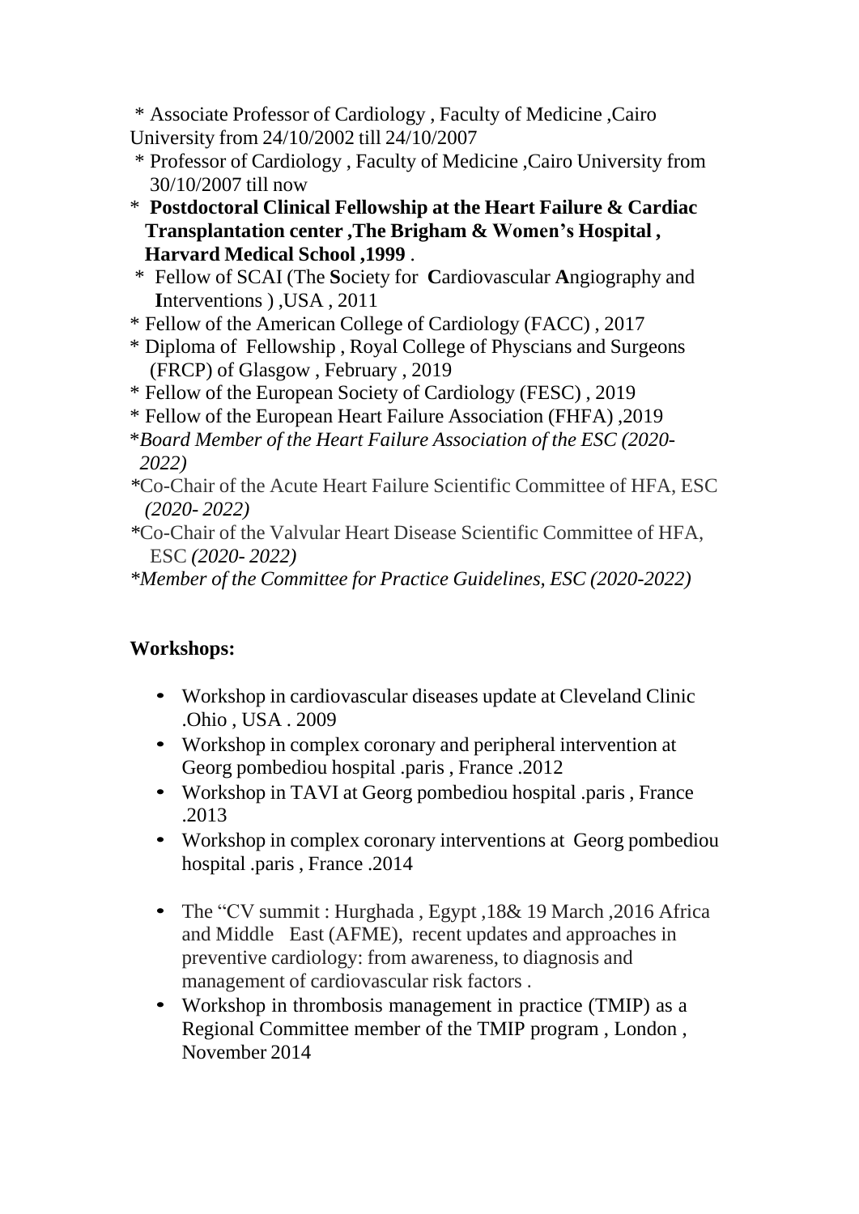\* Associate Professor of Cardiology , Faculty of Medicine ,Cairo University from 24/10/2002 till 24/10/2007

\* Professor of Cardiology , Faculty of Medicine ,Cairo University from 30/10/2007 till now

\* **Postdoctoral Clinical Fellowship at the Heart Failure & Cardiac Transplantation center ,The Brigham & Women's Hospital , Harvard Medical School ,1999** .

\* Fellow of SCAI (The **S**ociety for **C**ardiovascular **A**ngiography and **I**nterventions ) ,USA , 2011

\* Fellow of the American College of Cardiology (FACC) , 2017

\* Diploma of Fellowship , Royal College of Physcians and Surgeons (FRCP) of Glasgow , February , 2019

\* Fellow of the European Society of Cardiology (FESC) , 2019

\* Fellow of the European Heart Failure Association (FHFA) ,2019

\**Board Member of the Heart Failure Association of the ESC (2020-2022)*

\*Co-Chair of the Acute Heart Failure Scientific Committee of HFA, ESC *(2020- 2022)*

\*Co-Chair of the Valvular Heart Disease Scientific Committee of HFA, ESC *(2020- 2022)*

\**Member of the Committee for Practice Guidelines, ESC (2020-2022)*

**Workshops:**

- Workshop in cardiovascular diseases update at Cleveland Clinic .Ohio , USA . 2009
- Workshop in complex coronary and peripheral intervention at Georg pombediou hospital .paris , France .2012
- Workshop in TAVI at Georg pombediou hospital .paris , France .2013
- Workshop in complex coronary interventions at Georg pombediou hospital .paris , France .2014
- The "CV summit : Hurghada , Egypt ,18& 19 March ,2016 Africa and Middle East (AFME), recent updates and approaches in preventive cardiology: from awareness, to diagnosis and management of cardiovascular risk factors .
- Workshop in thrombosis management in practice (TMIP) as a Regional Committee member of the TMIP program , London , November 2014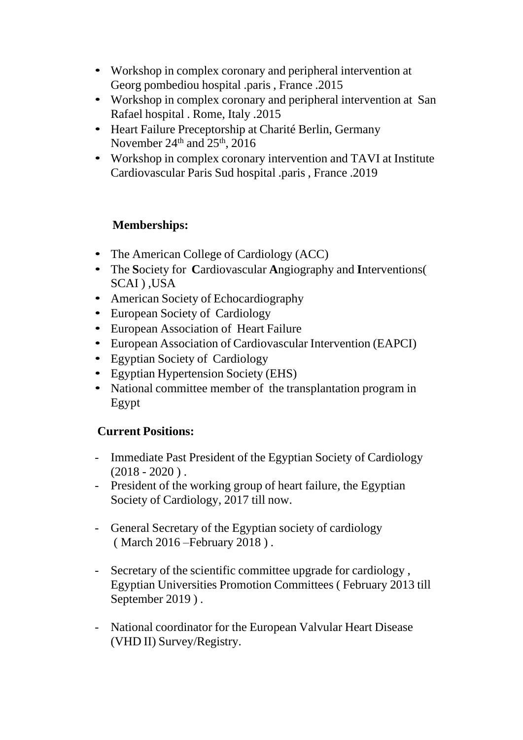- Workshop in complex coronary and peripheral intervention at Georg pombediou hospital .paris , France .2015
- Workshop in complex coronary and peripheral intervention at San Rafael hospital . Rome, Italy .2015
- Heart Failure Preceptorship at Charité Berlin, Germany November 24th and 25th, 2016
- Workshop in complex coronary intervention and TAVI at Institute Cardiovascular Paris Sud hospital .paris , France .2019

**Memberships:**

- The American College of Cardiology (ACC)
- The **S**ociety for **C**ardiovascular **A**ngiography and **I**nterventions( SCAI ) ,USA
- American Society of Echocardiography
- European Society of Cardiology
- European Association of Heart Failure
- European Association of Cardiovascular Intervention (EAPCI)
- Egyptian Society of Cardiology
- Egyptian Hypertension Society (EHS)
- National committee member of the transplantation program in Egypt

**Current Positions:**

- Immediate Past President of the Egyptian Society of Cardiology (2018 - 2020 ) .
- President of the working group of heart failure, the Egyptian Society of Cardiology, 2017 till now.
- General Secretary of the Egyptian society of cardiology ( March 2016 –February 2018 ) .
- Secretary of the scientific committee upgrade for cardiology , Egyptian Universities Promotion Committees ( February 2013 till September 2019 ) .
- National coordinator for the European Valvular Heart Disease (VHD II) Survey/Registry.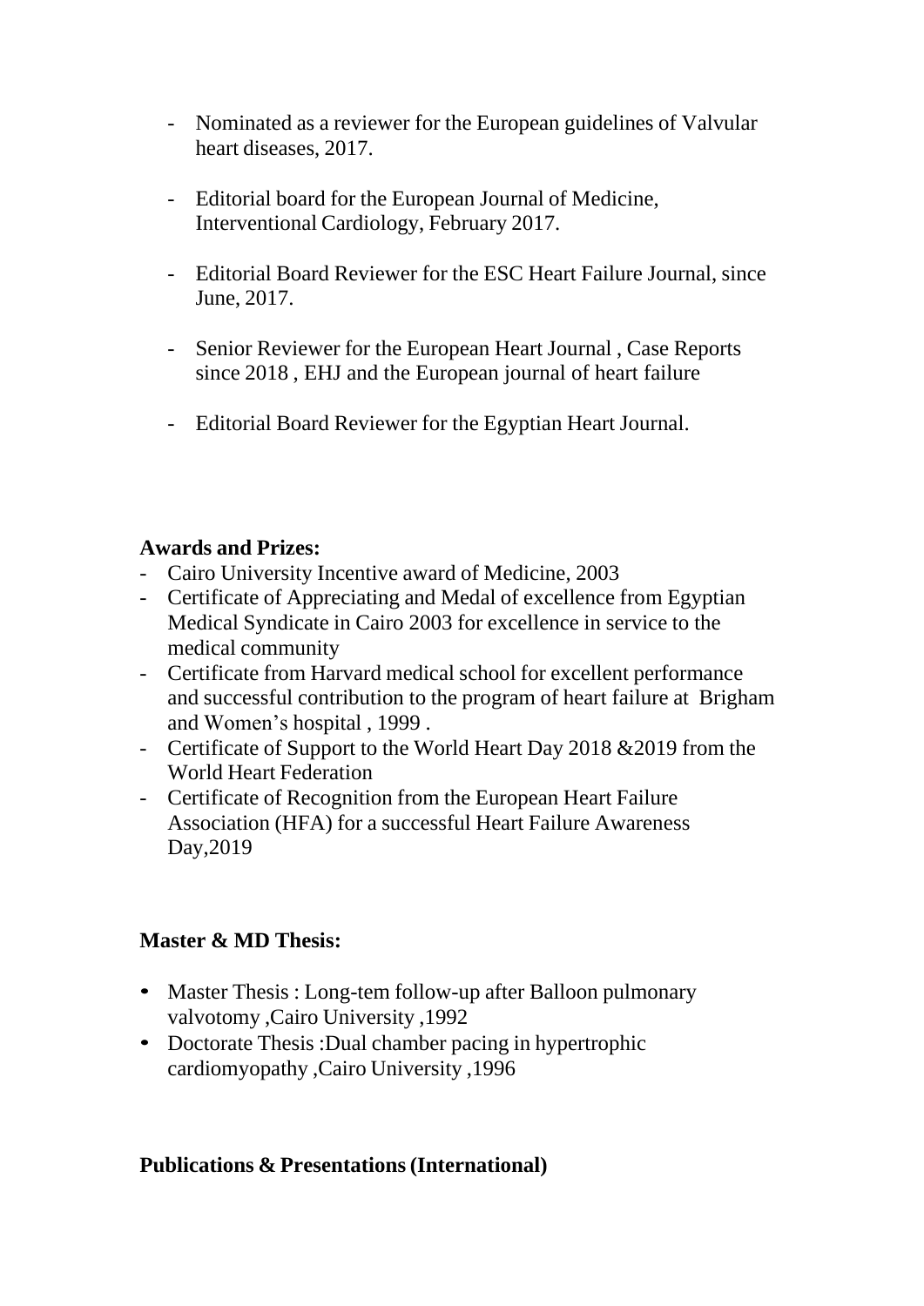- Nominated as a reviewer for the European guidelines of Valvular heart diseases, 2017.

- Editorial board for the European Journal of Medicine, Interventional Cardiology, February 2017.

- Editorial Board Reviewer for the ESC Heart Failure Journal, since June, 2017.

- Senior Reviewer for the European Heart Journal , Case Reports since 2018 , EHJ and the European journal of heart failure

- Editorial Board Reviewer for the Egyptian Heart Journal.

**Awards and Prizes:**

- Cairo University Incentive award of Medicine, 2003
- Certificate of Appreciating and Medal of excellence from Egyptian Medical Syndicate in Cairo 2003 for excellence in service to the medical community
- Certificate from Harvard medical school for excellent performance and successful contribution to the program of heart failure at Brigham and Women's hospital , 1999 .
- Certificate of Support to the World Heart Day 2018 &2019 from the World Heart Federation
- Certificate of Recognition from the European Heart Failure Association (HFA) for a successful Heart Failure Awareness Day,2019

**Master & MD Thesis:**

- Master Thesis : Long-tem follow-up after Balloon pulmonary valvotomy ,Cairo University ,1992
- Doctorate Thesis :Dual chamber pacing in hypertrophic cardiomyopathy ,Cairo University ,1996

**Publications & Presentations (International)**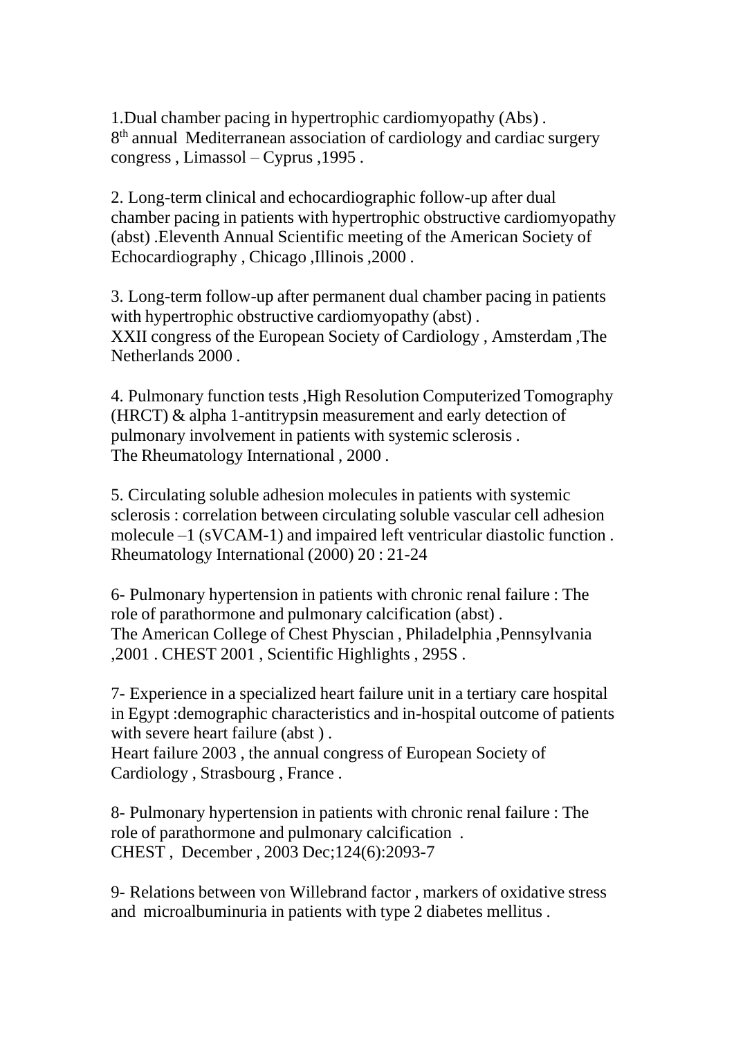1.Dual chamber pacing in hypertrophic cardiomyopathy (Abs) .
8th annual Mediterranean association of cardiology and cardiac surgery congress , Limassol – Cyprus ,1995 .

2. Long-term clinical and echocardiographic follow-up after dual chamber pacing in patients with hypertrophic obstructive cardiomyopathy (abst) .Eleventh Annual Scientific meeting of the American Society of Echocardiography , Chicago ,Illinois ,2000 .

3. Long-term follow-up after permanent dual chamber pacing in patients with hypertrophic obstructive cardiomyopathy (abst) .
XXII congress of the European Society of Cardiology , Amsterdam ,The Netherlands 2000 .

4. Pulmonary function tests ,High Resolution Computerized Tomography (HRCT) & alpha 1-antitrypsin measurement and early detection of pulmonary involvement in patients with systemic sclerosis .
The Rheumatology International , 2000 .

5. Circulating soluble adhesion molecules in patients with systemic sclerosis : correlation between circulating soluble vascular cell adhesion molecule –1 (sVCAM-1) and impaired left ventricular diastolic function .
Rheumatology International (2000) 20 : 21-24

6- Pulmonary hypertension in patients with chronic renal failure : The role of parathormone and pulmonary calcification (abst) .
The American College of Chest Physcian , Philadelphia ,Pennsylvania ,2001 . CHEST 2001 , Scientific Highlights , 295S .

7- Experience in a specialized heart failure unit in a tertiary care hospital in Egypt :demographic characteristics and in-hospital outcome of patients with severe heart failure (abst ) .
Heart failure 2003 , the annual congress of European Society of Cardiology , Strasbourg , France .

8- Pulmonary hypertension in patients with chronic renal failure : The role of parathormone and pulmonary calcification .
CHEST , December , 2003 Dec;124(6):2093-7

9- Relations between von Willebrand factor , markers of oxidative stress and microalbuminuria in patients with type 2 diabetes mellitus .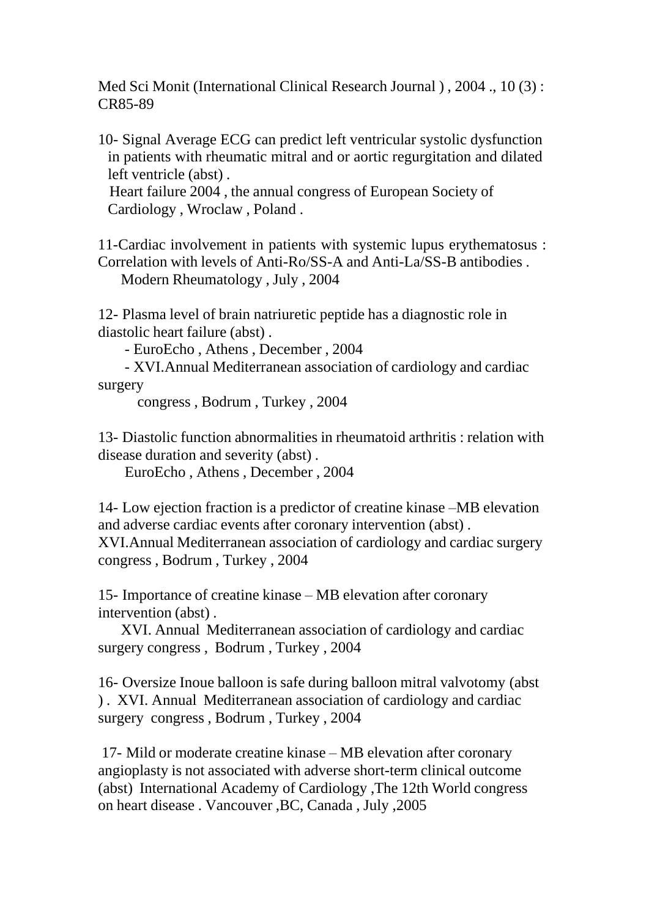Med Sci Monit (International Clinical Research Journal ) , 2004 ., 10 (3) : CR85-89

10- Signal Average ECG can predict left ventricular systolic dysfunction in patients with rheumatic mitral and or aortic regurgitation and dilated left ventricle (abst) .
Heart failure 2004 , the annual congress of European Society of Cardiology , Wroclaw , Poland .

11-Cardiac involvement in patients with systemic lupus erythematosus : Correlation with levels of Anti-Ro/SS-A and Anti-La/SS-B antibodies .
Modern Rheumatology , July , 2004

12- Plasma level of brain natriuretic peptide has a diagnostic role in diastolic heart failure (abst) .
- EuroEcho , Athens , December , 2004
- XVI.Annual Mediterranean association of cardiology and cardiac surgery congress , Bodrum , Turkey , 2004

13- Diastolic function abnormalities in rheumatoid arthritis : relation with disease duration and severity (abst) .
EuroEcho , Athens , December , 2004

14- Low ejection fraction is a predictor of creatine kinase –MB elevation and adverse cardiac events after coronary intervention (abst) .
XVI.Annual Mediterranean association of cardiology and cardiac surgery congress , Bodrum , Turkey , 2004

15- Importance of creatine kinase – MB elevation after coronary intervention (abst) .
XVI. Annual Mediterranean association of cardiology and cardiac surgery congress , Bodrum , Turkey , 2004

16- Oversize Inoue balloon is safe during balloon mitral valvotomy (abst ) . XVI. Annual Mediterranean association of cardiology and cardiac surgery congress , Bodrum , Turkey , 2004

17- Mild or moderate creatine kinase – MB elevation after coronary angioplasty is not associated with adverse short-term clinical outcome (abst) International Academy of Cardiology ,The 12th World congress on heart disease . Vancouver ,BC, Canada , July ,2005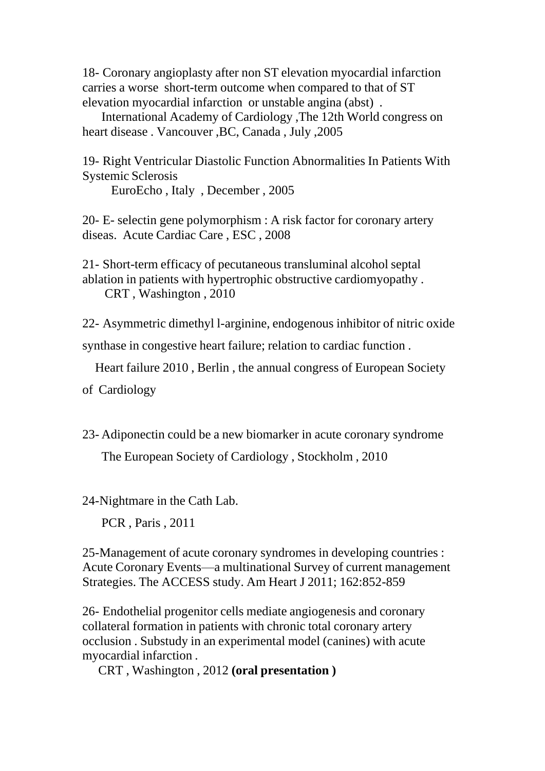18- Coronary angioplasty after non ST elevation myocardial infarction carries a worse short-term outcome when compared to that of ST elevation myocardial infarction or unstable angina (abst) .

International Academy of Cardiology ,The 12th World congress on heart disease . Vancouver ,BC, Canada , July ,2005

19- Right Ventricular Diastolic Function Abnormalities In Patients With Systemic Sclerosis

EuroEcho , Italy , December , 2005

20- E- selectin gene polymorphism : A risk factor for coronary artery diseas. Acute Cardiac Care , ESC , 2008

21- Short-term efficacy of pecutaneous transluminal alcohol septal ablation in patients with hypertrophic obstructive cardiomyopathy .

CRT , Washington , 2010

22- Asymmetric dimethyl l-arginine, endogenous inhibitor of nitric oxide synthase in congestive heart failure; relation to cardiac function .

Heart failure 2010 , Berlin , the annual congress of European Society of Cardiology

23- Adiponectin could be a new biomarker in acute coronary syndrome

The European Society of Cardiology , Stockholm , 2010

24-Nightmare in the Cath Lab.

PCR , Paris , 2011

25-Management of acute coronary syndromes in developing countries : Acute Coronary Events—a multinational Survey of current management Strategies. The ACCESS study. Am Heart J 2011; 162:852-859

26- Endothelial progenitor cells mediate angiogenesis and coronary collateral formation in patients with chronic total coronary artery occlusion . Substudy in an experimental model (canines) with acute myocardial infarction .

CRT , Washington , 2012 **(oral presentation )**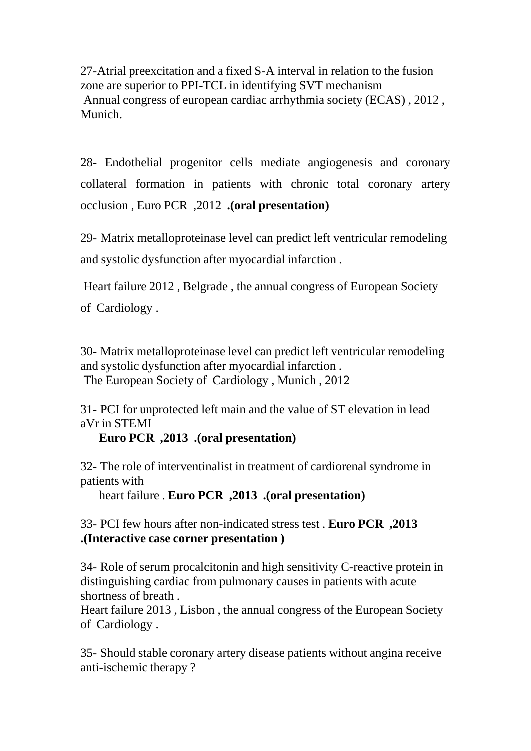27-Atrial preexcitation and a fixed S-A interval in relation to the fusion zone are superior to PPI-TCL in identifying SVT mechanism
Annual congress of european cardiac arrhythmia society (ECAS) , 2012 , Munich.

28- Endothelial progenitor cells mediate angiogenesis and coronary collateral formation in patients with chronic total coronary artery occlusion , Euro PCR ,2012 **.(oral presentation)**

29- Matrix metalloproteinase level can predict left ventricular remodeling and systolic dysfunction after myocardial infarction .

Heart failure 2012 , Belgrade , the annual congress of European Society of Cardiology .

30- Matrix metalloproteinase level can predict left ventricular remodeling and systolic dysfunction after myocardial infarction .
The European Society of Cardiology , Munich , 2012

31- PCI for unprotected left main and the value of ST elevation in lead aVr in STEMI
**Euro PCR ,2013 .(oral presentation)**

32- The role of interventinalist in treatment of cardiorenal syndrome in patients with
heart failure . **Euro PCR ,2013 .(oral presentation)**

33- PCI few hours after non-indicated stress test . **Euro PCR ,2013 .(Interactive case corner presentation )**

34- Role of serum procalcitonin and high sensitivity C-reactive protein in distinguishing cardiac from pulmonary causes in patients with acute shortness of breath .
Heart failure 2013 , Lisbon , the annual congress of the European Society of Cardiology .

35- Should stable coronary artery disease patients without angina receive anti-ischemic therapy ?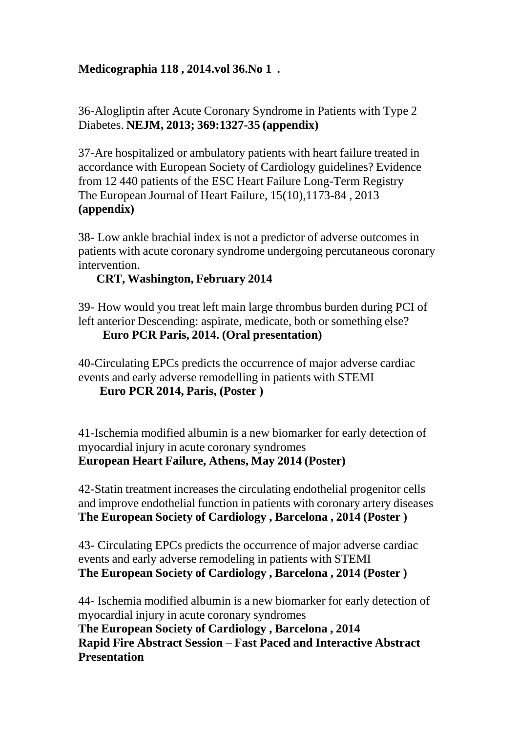**Medicographia 118 , 2014.vol 36.No 1 .**

36-Alogliptin after Acute Coronary Syndrome in Patients with Type 2 Diabetes. **NEJM, 2013; 369:1327-35 (appendix)**

37-Are hospitalized or ambulatory patients with heart failure treated in accordance with European Society of Cardiology guidelines? Evidence from 12 440 patients of the ESC Heart Failure Long-Term Registry The European Journal of Heart Failure, 15(10),1173-84 , 2013 **(appendix)**

38- Low ankle brachial index is not a predictor of adverse outcomes in patients with acute coronary syndrome undergoing percutaneous coronary intervention.
**CRT, Washington, February 2014**

39- How would you treat left main large thrombus burden during PCI of left anterior Descending: aspirate, medicate, both or something else?
**Euro PCR Paris, 2014. (Oral presentation)**

40-Circulating EPCs predicts the occurrence of major adverse cardiac events and early adverse remodelling in patients with STEMI
**Euro PCR 2014, Paris, (Poster )**

41-Ischemia modified albumin is a new biomarker for early detection of myocardial injury in acute coronary syndromes
**European Heart Failure, Athens, May 2014 (Poster)**

42-Statin treatment increases the circulating endothelial progenitor cells and improve endothelial function in patients with coronary artery diseases
**The European Society of Cardiology , Barcelona , 2014 (Poster )**

43- Circulating EPCs predicts the occurrence of major adverse cardiac events and early adverse remodeling in patients with STEMI
**The European Society of Cardiology , Barcelona , 2014 (Poster )**

44- Ischemia modified albumin is a new biomarker for early detection of myocardial injury in acute coronary syndromes
**The European Society of Cardiology , Barcelona , 2014**
**Rapid Fire Abstract Session – Fast Paced and Interactive Abstract Presentation**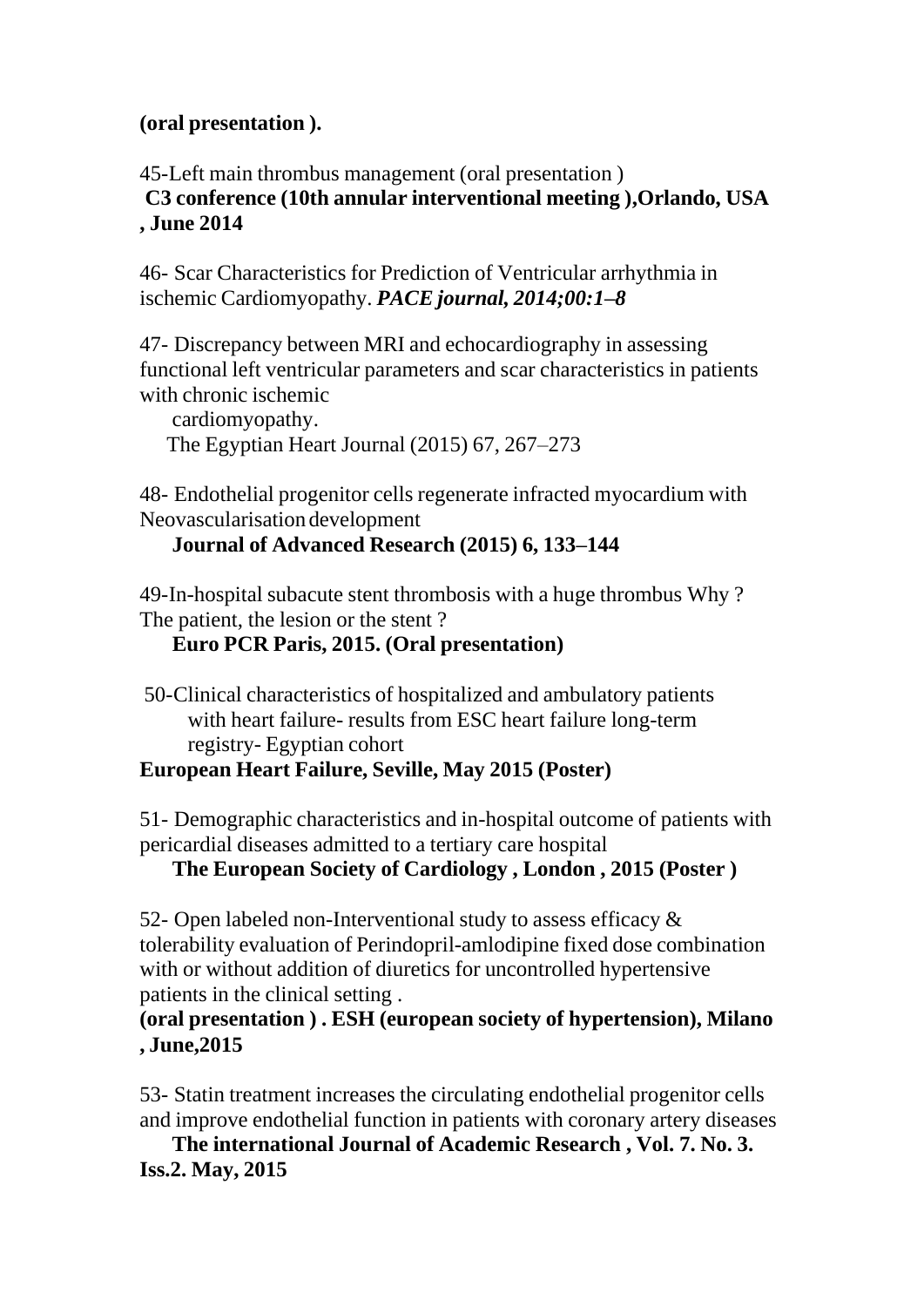**(oral presentation ).**

45-Left main thrombus management (oral presentation )
**C3 conference (10th annular interventional meeting ),Orlando, USA , June 2014**

46- Scar Characteristics for Prediction of Ventricular arrhythmia in ischemic Cardiomyopathy. ***PACE journal, 2014;00:1–8***

47- Discrepancy between MRI and echocardiography in assessing functional left ventricular parameters and scar characteristics in patients with chronic ischemic
cardiomyopathy.
The Egyptian Heart Journal (2015) 67, 267–273

48- Endothelial progenitor cells regenerate infracted myocardium with Neovascularisation development
**Journal of Advanced Research (2015) 6, 133–144**

49-In-hospital subacute stent thrombosis with a huge thrombus Why ? The patient, the lesion or the stent ?
**Euro PCR Paris, 2015. (Oral presentation)**

50-Clinical characteristics of hospitalized and ambulatory patients with heart failure- results from ESC heart failure long-term registry- Egyptian cohort
**European Heart Failure, Seville, May 2015 (Poster)**

51- Demographic characteristics and in-hospital outcome of patients with pericardial diseases admitted to a tertiary care hospital
**The European Society of Cardiology , London , 2015 (Poster )**

52- Open labeled non-Interventional study to assess efficacy & tolerability evaluation of Perindopril-amlodipine fixed dose combination with or without addition of diuretics for uncontrolled hypertensive patients in the clinical setting .
**(oral presentation ) . ESH (european society of hypertension), Milano , June,2015**

53- Statin treatment increases the circulating endothelial progenitor cells and improve endothelial function in patients with coronary artery diseases
**The international Journal of Academic Research , Vol. 7. No. 3. Iss.2. May, 2015**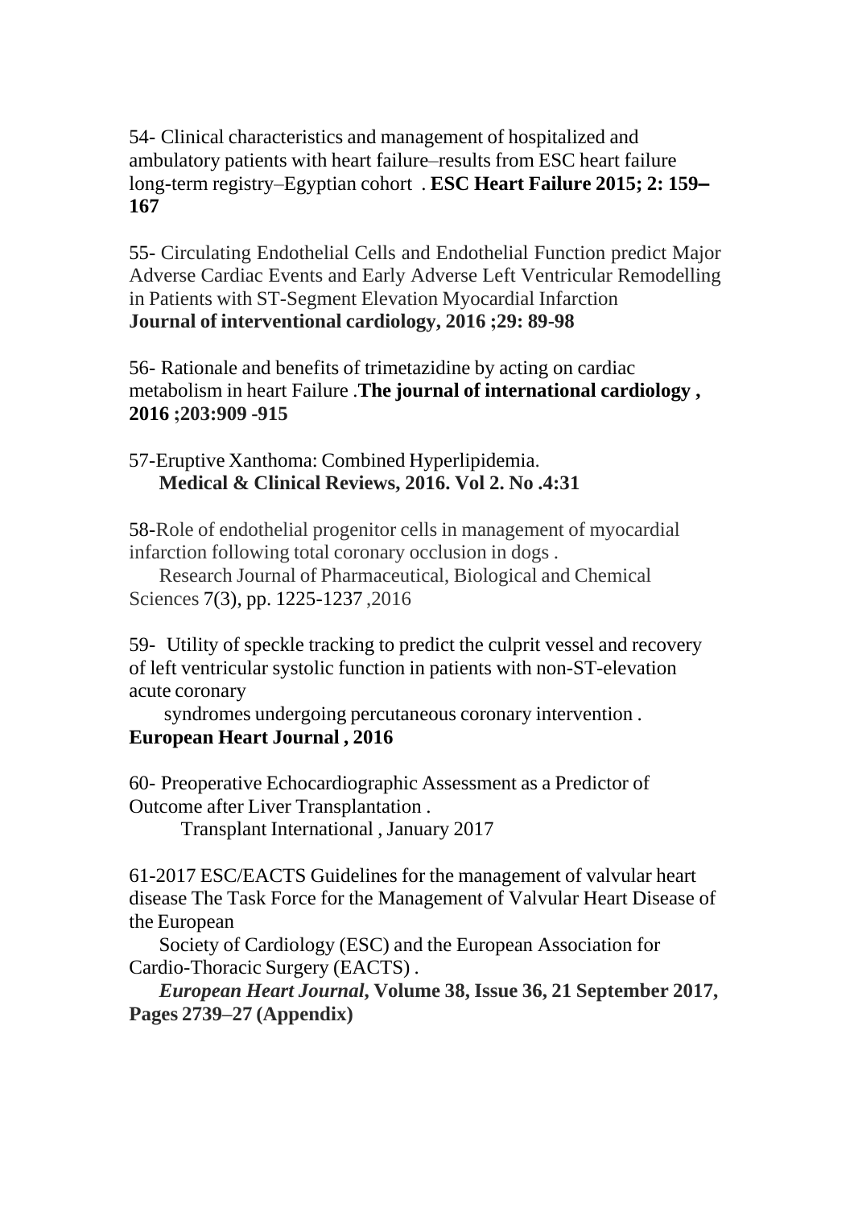54- Clinical characteristics and management of hospitalized and ambulatory patients with heart failure–results from ESC heart failure long-term registry–Egyptian cohort . **ESC Heart Failure 2015; 2: 159–167**

55- Circulating Endothelial Cells and Endothelial Function predict Major Adverse Cardiac Events and Early Adverse Left Ventricular Remodelling in Patients with ST-Segment Elevation Myocardial Infarction
**Journal of interventional cardiology, 2016 ;29: 89-98**

56- Rationale and benefits of trimetazidine by acting on cardiac metabolism in heart Failure .**The journal of international cardiology , 2016 ;203:909 -915**

57-Eruptive Xanthoma: Combined Hyperlipidemia.
**Medical & Clinical Reviews, 2016. Vol 2. No .4:31**

58-Role of endothelial progenitor cells in management of myocardial infarction following total coronary occlusion in dogs .
Research Journal of Pharmaceutical, Biological and Chemical Sciences 7(3), pp. 1225-1237 ,2016

59- Utility of speckle tracking to predict the culprit vessel and recovery of left ventricular systolic function in patients with non-ST-elevation acute coronary
syndromes undergoing percutaneous coronary intervention .
**European Heart Journal , 2016**

60- Preoperative Echocardiographic Assessment as a Predictor of Outcome after Liver Transplantation .
Transplant International , January 2017

61-2017 ESC/EACTS Guidelines for the management of valvular heart disease The Task Force for the Management of Valvular Heart Disease of the European
Society of Cardiology (ESC) and the European Association for Cardio-Thoracic Surgery (EACTS) .
***European Heart Journal*, Volume 38, Issue 36, 21 September 2017, Pages 2739–27 (Appendix)**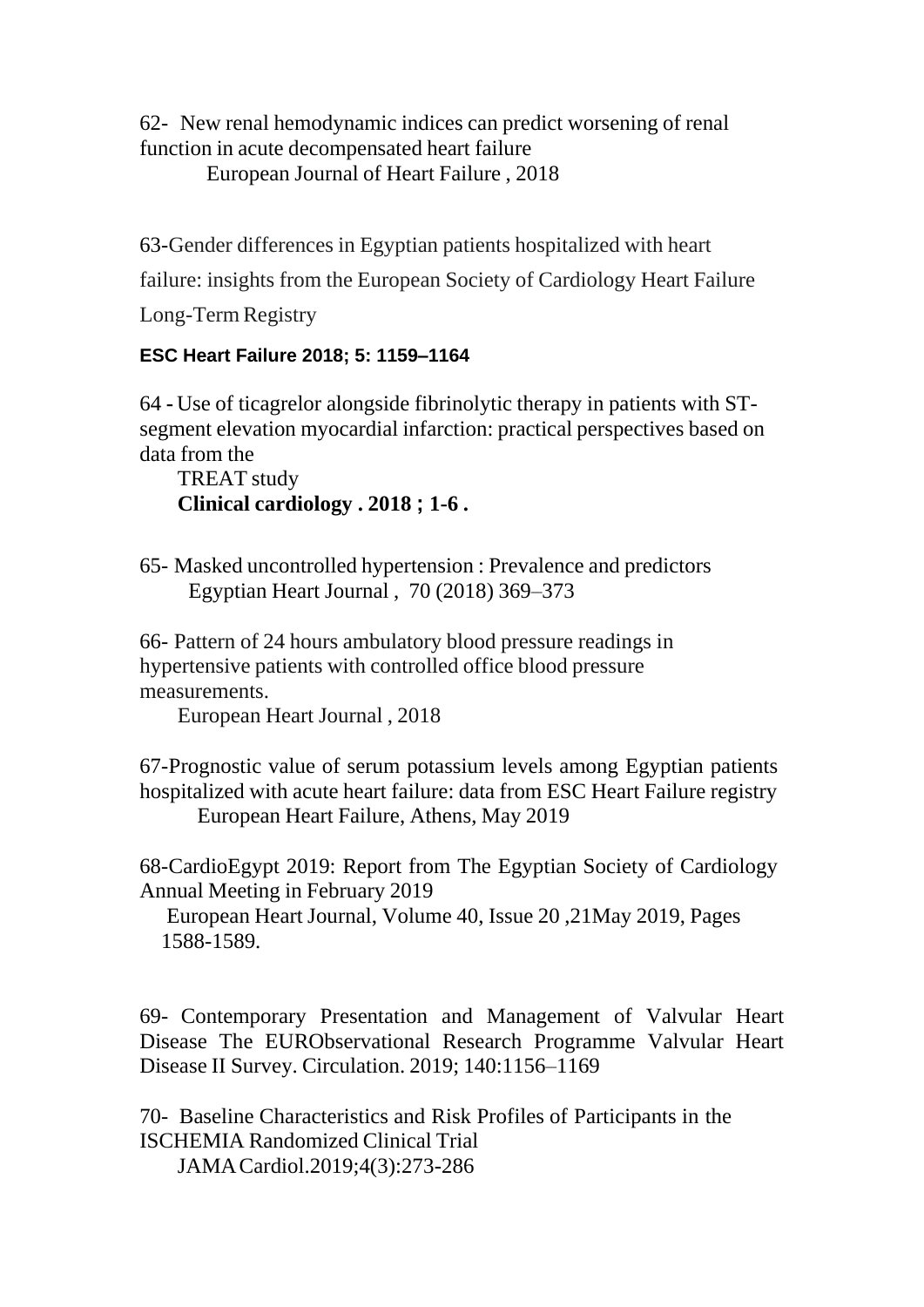62- New renal hemodynamic indices can predict worsening of renal function in acute decompensated heart failure
European Journal of Heart Failure , 2018

63-Gender differences in Egyptian patients hospitalized with heart failure: insights from the European Society of Cardiology Heart Failure Long-Term Registry

**ESC Heart Failure 2018; 5: 1159–1164**

64 - Use of ticagrelor alongside fibrinolytic therapy in patients with ST-segment elevation myocardial infarction: practical perspectives based on data from the
TREAT study
**Clinical cardiology . 2018 ; 1-6 .**

65- Masked uncontrolled hypertension : Prevalence and predictors
Egyptian Heart Journal , 70 (2018) 369–373

66- Pattern of 24 hours ambulatory blood pressure readings in hypertensive patients with controlled office blood pressure measurements.
European Heart Journal , 2018

67-Prognostic value of serum potassium levels among Egyptian patients hospitalized with acute heart failure: data from ESC Heart Failure registry
European Heart Failure, Athens, May 2019

68-CardioEgypt 2019: Report from The Egyptian Society of Cardiology Annual Meeting in February 2019
European Heart Journal, Volume 40, Issue 20 ,21May 2019, Pages 1588-1589.

69- Contemporary Presentation and Management of Valvular Heart Disease The EURObservational Research Programme Valvular Heart Disease II Survey. Circulation. 2019; 140:1156–1169

70- Baseline Characteristics and Risk Profiles of Participants in the ISCHEMIA Randomized Clinical Trial
JAMA Cardiol.2019;4(3):273-286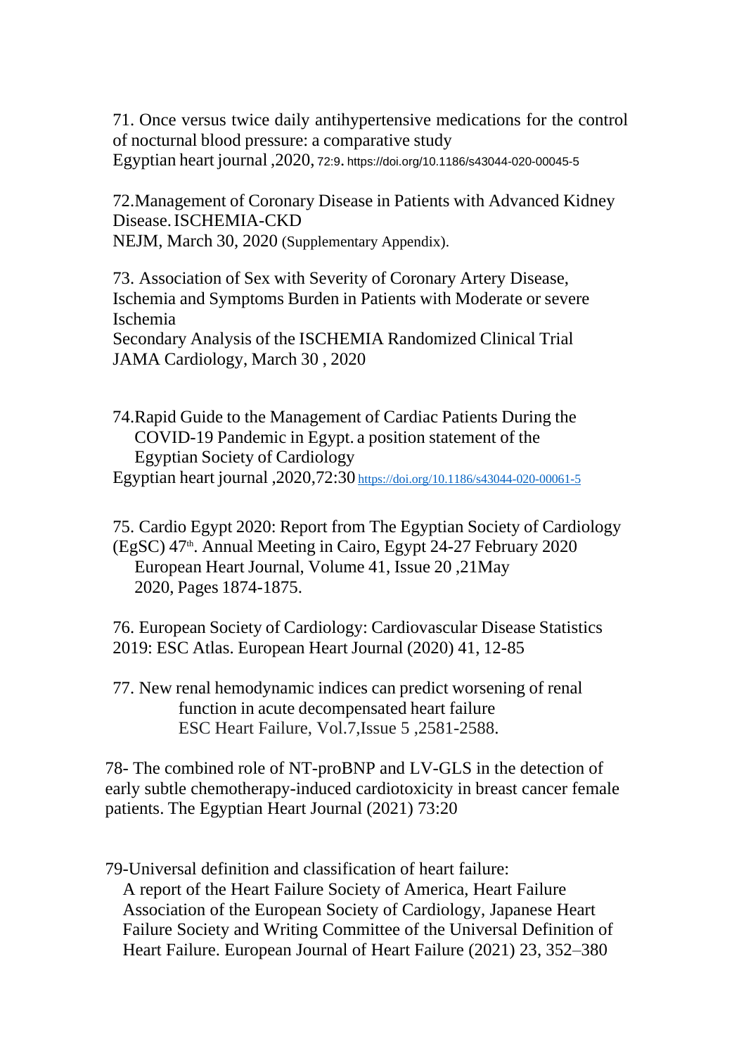71. Once versus twice daily antihypertensive medications for the control of nocturnal blood pressure: a comparative study
Egyptian heart journal ,2020, 72:9. https://doi.org/10.1186/s43044-020-00045-5

72.Management of Coronary Disease in Patients with Advanced Kidney Disease. ISCHEMIA-CKD
NEJM, March 30, 2020 (Supplementary Appendix).

73. Association of Sex with Severity of Coronary Artery Disease, Ischemia and Symptoms Burden in Patients with Moderate or severe Ischemia
Secondary Analysis of the ISCHEMIA Randomized Clinical Trial
JAMA Cardiology, March 30 , 2020

74.Rapid Guide to the Management of Cardiac Patients During the COVID-19 Pandemic in Egypt. a position statement of the Egyptian Society of Cardiology
Egyptian heart journal ,2020,72:30 https://doi.org/10.1186/s43044-020-00061-5

75. Cardio Egypt 2020: Report from The Egyptian Society of Cardiology (EgSC) 47th. Annual Meeting in Cairo, Egypt 24-27 February 2020
European Heart Journal, Volume 41, Issue 20 ,21May 2020, Pages 1874-1875.

76. European Society of Cardiology: Cardiovascular Disease Statistics 2019: ESC Atlas. European Heart Journal (2020) 41, 12-85

77. New renal hemodynamic indices can predict worsening of renal function in acute decompensated heart failure
ESC Heart Failure, Vol.7,Issue 5 ,2581-2588.

78- The combined role of NT-proBNP and LV-GLS in the detection of early subtle chemotherapy-induced cardiotoxicity in breast cancer female patients. The Egyptian Heart Journal (2021) 73:20

79-Universal definition and classification of heart failure:
A report of the Heart Failure Society of America, Heart Failure Association of the European Society of Cardiology, Japanese Heart Failure Society and Writing Committee of the Universal Definition of Heart Failure. European Journal of Heart Failure (2021) 23, 352–380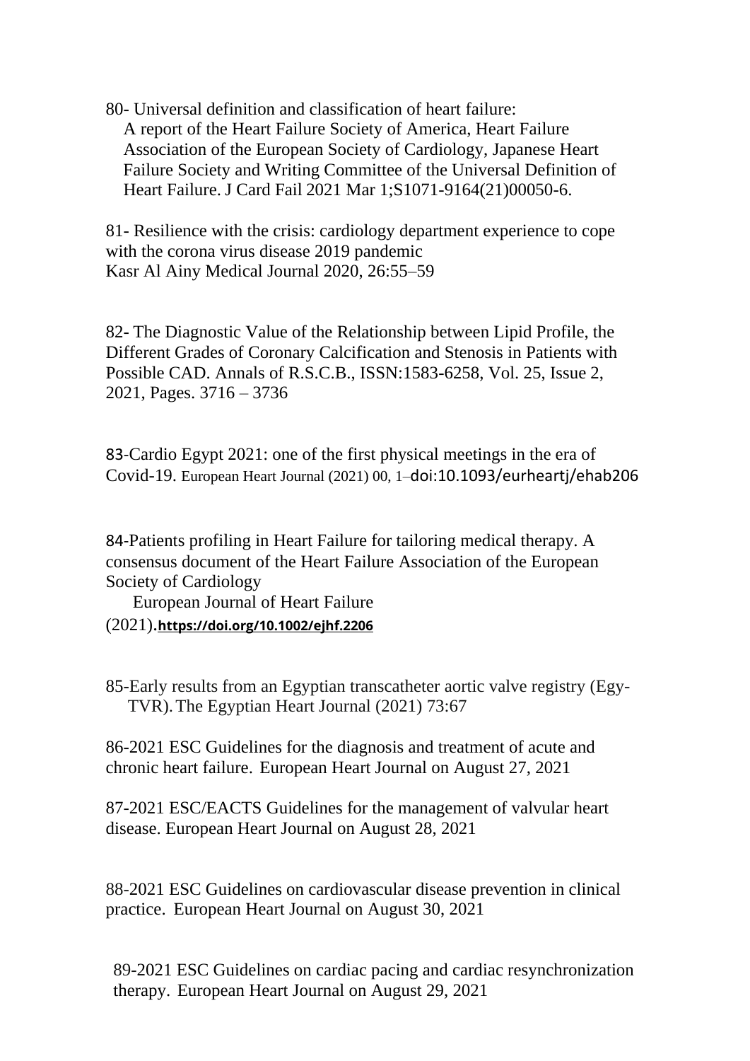80- Universal definition and classification of heart failure: A report of the Heart Failure Society of America, Heart Failure Association of the European Society of Cardiology, Japanese Heart Failure Society and Writing Committee of the Universal Definition of Heart Failure. J Card Fail 2021 Mar 1;S1071-9164(21)00050-6.

81- Resilience with the crisis: cardiology department experience to cope with the corona virus disease 2019 pandemic
Kasr Al Ainy Medical Journal 2020, 26:55–59

82- The Diagnostic Value of the Relationship between Lipid Profile, the Different Grades of Coronary Calcification and Stenosis in Patients with Possible CAD. Annals of R.S.C.B., ISSN:1583-6258, Vol. 25, Issue 2, 2021, Pages. 3716 – 3736

83-Cardio Egypt 2021: one of the first physical meetings in the era of Covid-19. European Heart Journal (2021) 00, 1–doi:10.1093/eurheartj/ehab206

84-Patients profiling in Heart Failure for tailoring medical therapy. A consensus document of the Heart Failure Association of the European Society of Cardiology
European Journal of Heart Failure
(2021).**https://doi.org/10.1002/ejhf.2206**

85-Early results from an Egyptian transcatheter aortic valve registry (Egy-TVR). The Egyptian Heart Journal (2021) 73:67

86-2021 ESC Guidelines for the diagnosis and treatment of acute and chronic heart failure. European Heart Journal on August 27, 2021

87-2021 ESC/EACTS Guidelines for the management of valvular heart disease. European Heart Journal on August 28, 2021

88-2021 ESC Guidelines on cardiovascular disease prevention in clinical practice. European Heart Journal on August 30, 2021

89-2021 ESC Guidelines on cardiac pacing and cardiac resynchronization therapy. European Heart Journal on August 29, 2021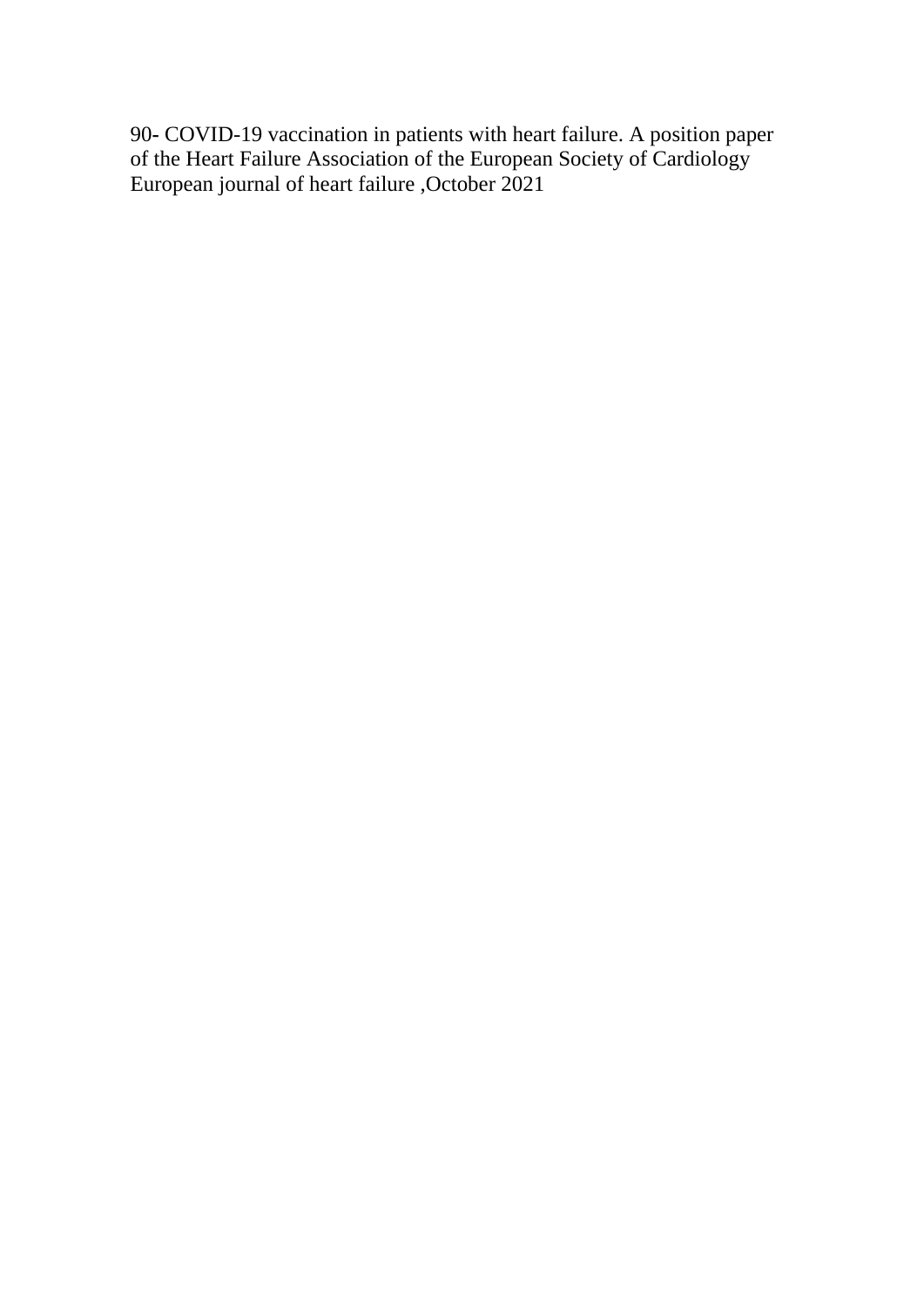90- COVID-19 vaccination in patients with heart failure. A position paper of the Heart Failure Association of the European Society of Cardiology European journal of heart failure ,October 2021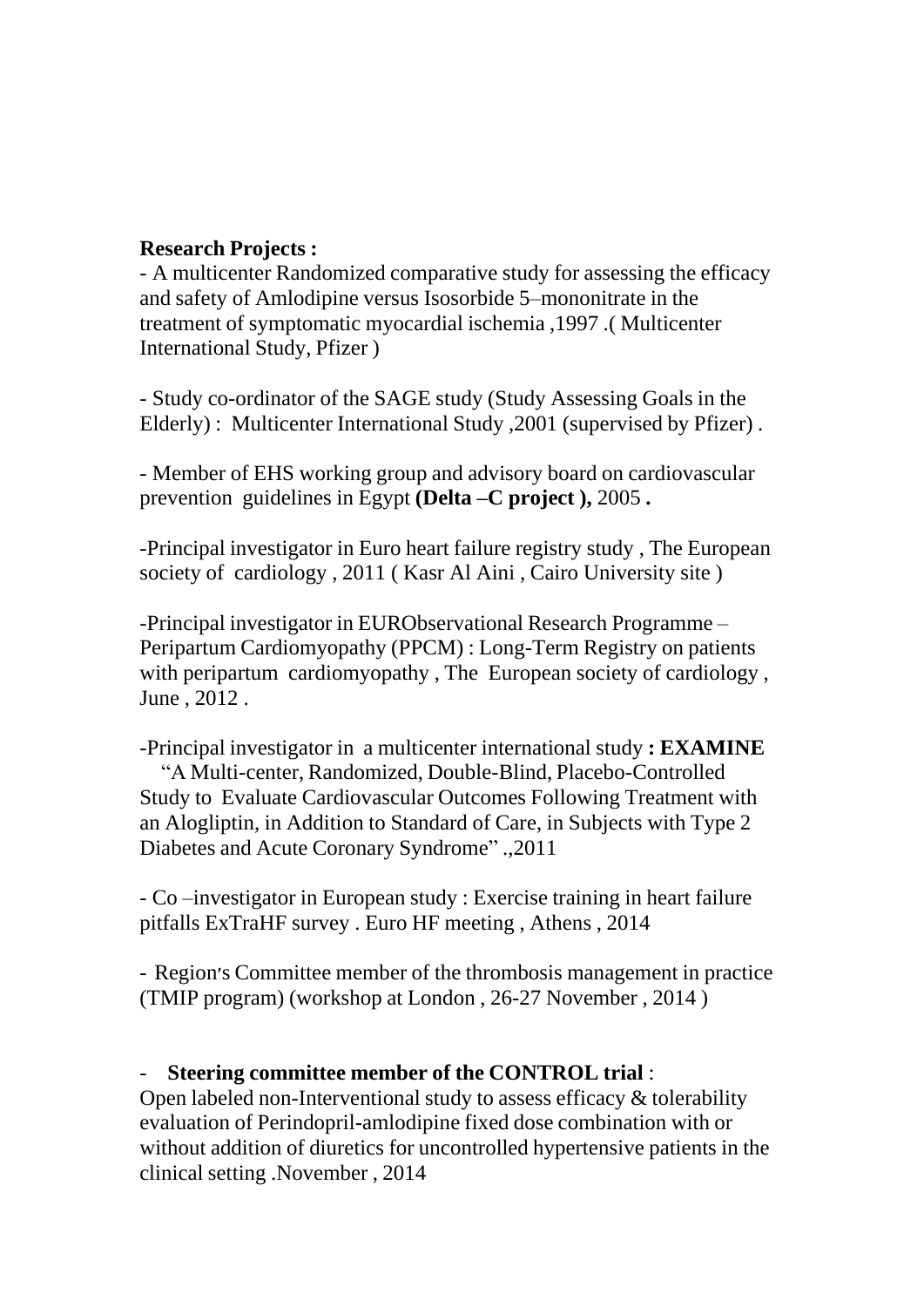**Research Projects :**

- A multicenter Randomized comparative study for assessing the efficacy and safety of Amlodipine versus Isosorbide 5–mononitrate in the treatment of symptomatic myocardial ischemia ,1997 .( Multicenter International Study, Pfizer )

- Study co-ordinator of the SAGE study (Study Assessing Goals in the Elderly) : Multicenter International Study ,2001 (supervised by Pfizer) .

- Member of EHS working group and advisory board on cardiovascular prevention guidelines in Egypt **(Delta –C project ),** 2005 **.**

-Principal investigator in Euro heart failure registry study , The European society of cardiology , 2011 ( Kasr Al Aini , Cairo University site )

-Principal investigator in EURObservational Research Programme – Peripartum Cardiomyopathy (PPCM) : Long-Term Registry on patients with peripartum cardiomyopathy , The European society of cardiology , June , 2012 .

-Principal investigator in a multicenter international study **: EXAMINE** "A Multi-center, Randomized, Double-Blind, Placebo-Controlled Study to Evaluate Cardiovascular Outcomes Following Treatment with an Alogliptin, in Addition to Standard of Care, in Subjects with Type 2 Diabetes and Acute Coronary Syndrome" .,2011

- Co –investigator in European study : Exercise training in heart failure pitfalls ExTraHF survey . Euro HF meeting , Athens , 2014

- Region's Committee member of the thrombosis management in practice (TMIP program) (workshop at London , 26-27 November , 2014 )

- **Steering committee member of the CONTROL trial** :
Open labeled non-Interventional study to assess efficacy & tolerability evaluation of Perindopril-amlodipine fixed dose combination with or without addition of diuretics for uncontrolled hypertensive patients in the clinical setting .November , 2014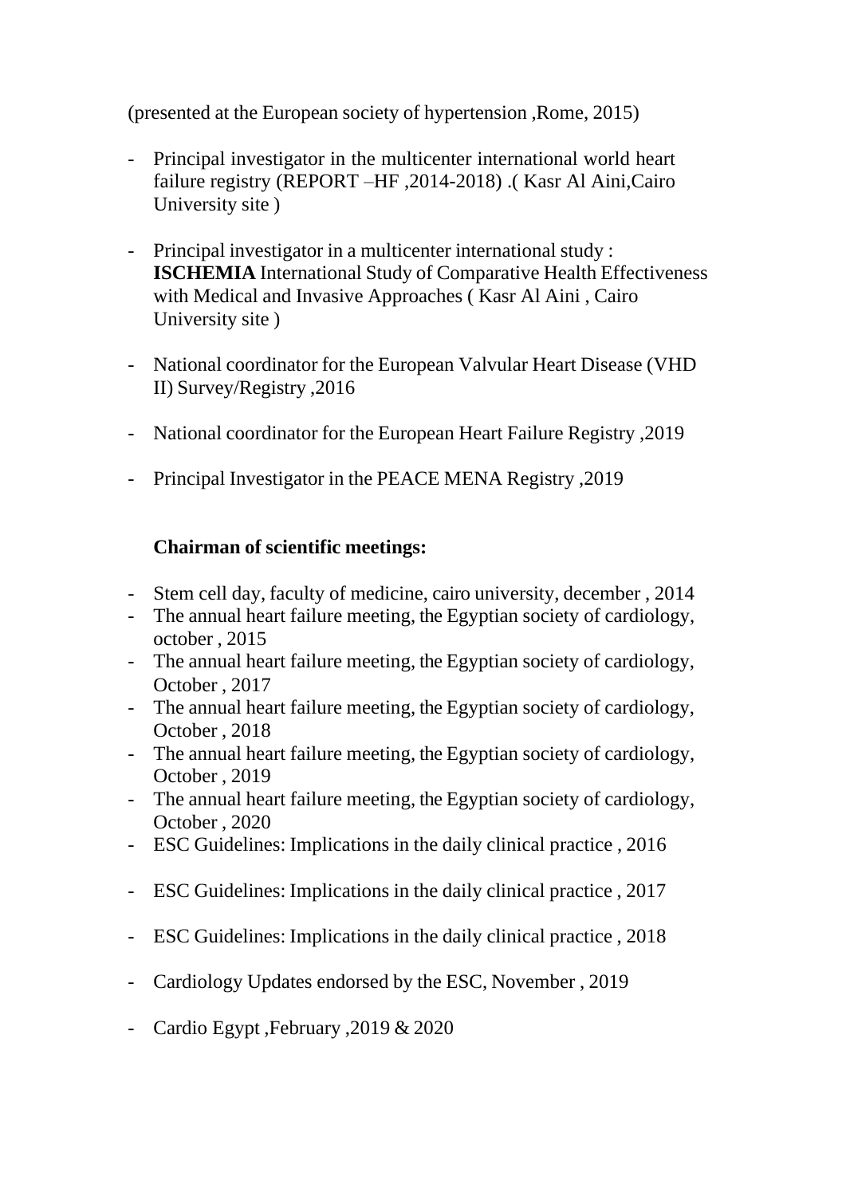(presented at the European society of hypertension ,Rome, 2015)

- Principal investigator in the multicenter international world heart failure registry (REPORT –HF ,2014-2018) .( Kasr Al Aini,Cairo University site )

- Principal investigator in a multicenter international study : **ISCHEMIA** International Study of Comparative Health Effectiveness with Medical and Invasive Approaches ( Kasr Al Aini , Cairo University site )

- National coordinator for the European Valvular Heart Disease (VHD II) Survey/Registry ,2016

- National coordinator for the European Heart Failure Registry ,2019

- Principal Investigator in the PEACE MENA Registry ,2019

**Chairman of scientific meetings:**

- Stem cell day, faculty of medicine, cairo university, december , 2014
- The annual heart failure meeting, the Egyptian society of cardiology, october , 2015
- The annual heart failure meeting, the Egyptian society of cardiology, October , 2017
- The annual heart failure meeting, the Egyptian society of cardiology, October , 2018
- The annual heart failure meeting, the Egyptian society of cardiology, October , 2019
- The annual heart failure meeting, the Egyptian society of cardiology, October , 2020
- ESC Guidelines: Implications in the daily clinical practice , 2016

- ESC Guidelines: Implications in the daily clinical practice , 2017

- ESC Guidelines: Implications in the daily clinical practice , 2018

- Cardiology Updates endorsed by the ESC, November , 2019

- Cardio Egypt ,February ,2019 & 2020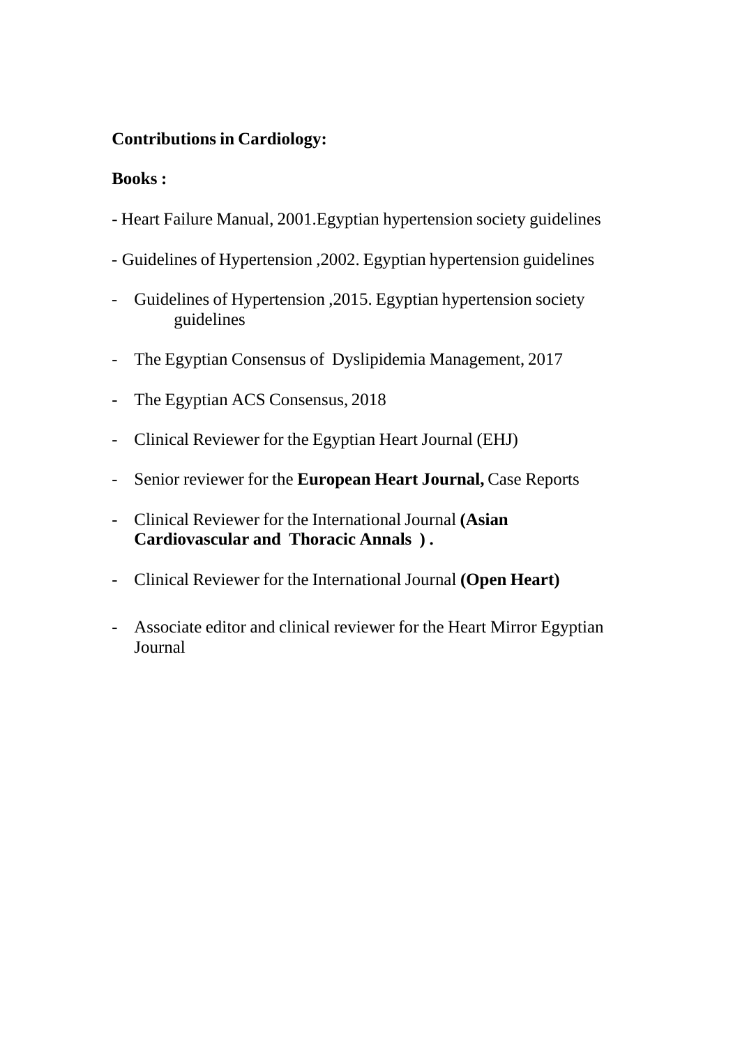**Contributions in Cardiology:**

**Books :**

- Heart Failure Manual, 2001.Egyptian hypertension society guidelines
- Guidelines of Hypertension ,2002. Egyptian hypertension guidelines
- Guidelines of Hypertension ,2015. Egyptian hypertension society guidelines
- The Egyptian Consensus of Dyslipidemia Management, 2017
- The Egyptian ACS Consensus, 2018
- Clinical Reviewer for the Egyptian Heart Journal (EHJ)
- Senior reviewer for the **European Heart Journal,** Case Reports
- Clinical Reviewer for the International Journal **(Asian Cardiovascular and Thoracic Annals ) .**
- Clinical Reviewer for the International Journal **(Open Heart)**
- Associate editor and clinical reviewer for the Heart Mirror Egyptian Journal